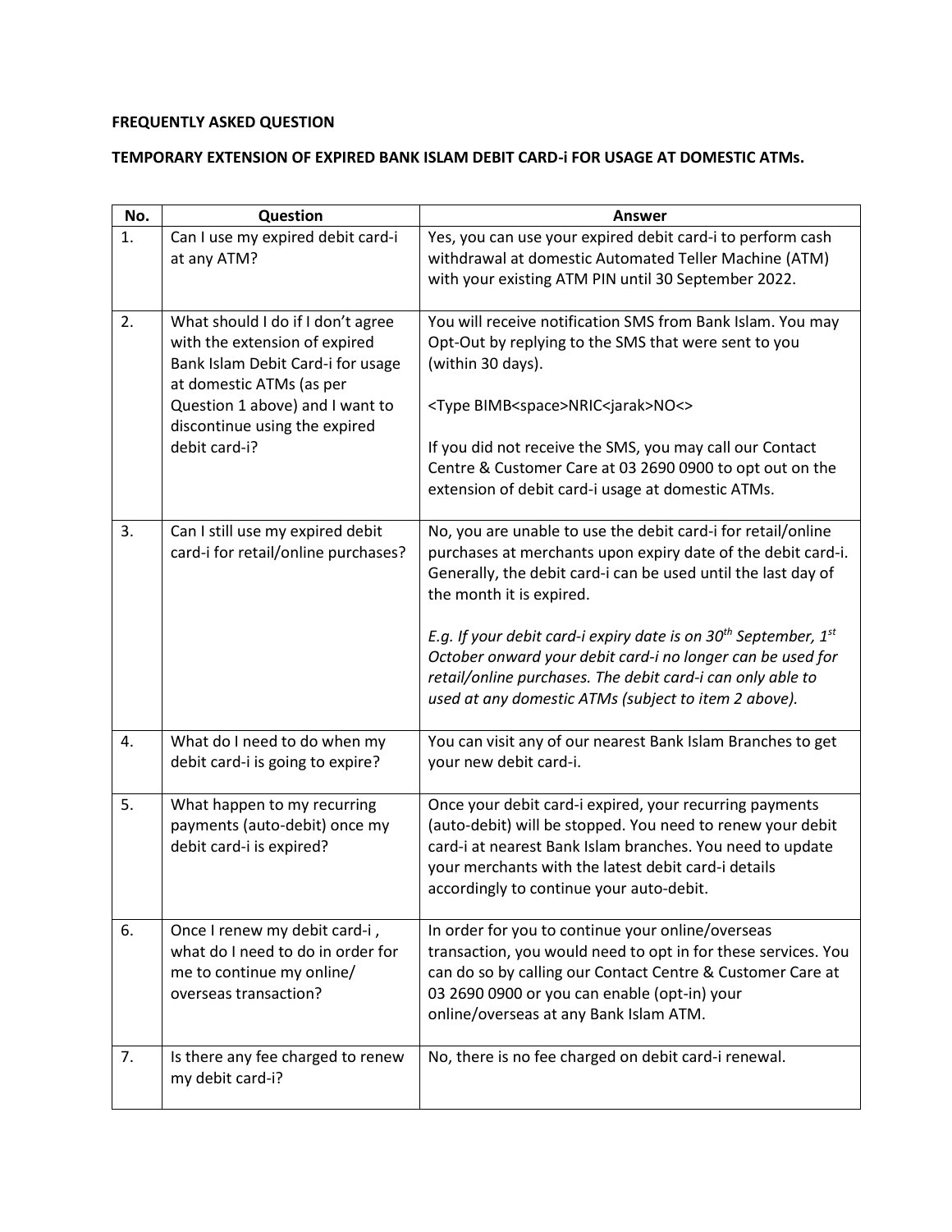**FREQUENTLY ASKED QUESTION**

**TEMPORARY EXTENSION OF EXPIRED BANK ISLAM DEBIT CARD-i FOR USAGE AT DOMESTIC ATMs.**

| No. | Question | Answer |
|---|---|---|
| 1. | Can I use my expired debit card-i at any ATM? | Yes, you can use your expired debit card-i to perform cash withdrawal at domestic Automated Teller Machine (ATM) with your existing ATM PIN until 30 September 2022. |
| 2. | What should I do if I don't agree with the extension of expired Bank Islam Debit Card-i for usage at domestic ATMs (as per Question 1 above) and I want to discontinue using the expired debit card-i? | You will receive notification SMS from Bank Islam. You may Opt-Out by replying to the SMS that were sent to you (within 30 days).<br><br><Type BIMB<space>NRIC<jarak>NO<><br><br>If you did not receive the SMS, you may call our Contact Centre & Customer Care at 03 2690 0900 to opt out on the extension of debit card-i usage at domestic ATMs. |
| 3. | Can I still use my expired debit card-i for retail/online purchases? | No, you are unable to use the debit card-i for retail/online purchases at merchants upon expiry date of the debit card-i. Generally, the debit card-i can be used until the last day of the month it is expired.<br><br>*E.g. If your debit card-i expiry date is on 30th September, 1st October onward your debit card-i no longer can be used for retail/online purchases. The debit card-i can only able to used at any domestic ATMs (subject to item 2 above).* |
| 4. | What do I need to do when my debit card-i is going to expire? | You can visit any of our nearest Bank Islam Branches to get your new debit card-i. |
| 5. | What happen to my recurring payments (auto-debit) once my debit card-i is expired? | Once your debit card-i expired, your recurring payments (auto-debit) will be stopped. You need to renew your debit card-i at nearest Bank Islam branches. You need to update your merchants with the latest debit card-i details accordingly to continue your auto-debit. |
| 6. | Once I renew my debit card-i , what do I need to do in order for me to continue my online/ overseas transaction? | In order for you to continue your online/overseas transaction, you would need to opt in for these services. You can do so by calling our Contact Centre & Customer Care at 03 2690 0900 or you can enable (opt-in) your online/overseas at any Bank Islam ATM. |
| 7. | Is there any fee charged to renew my debit card-i? | No, there is no fee charged on debit card-i renewal. |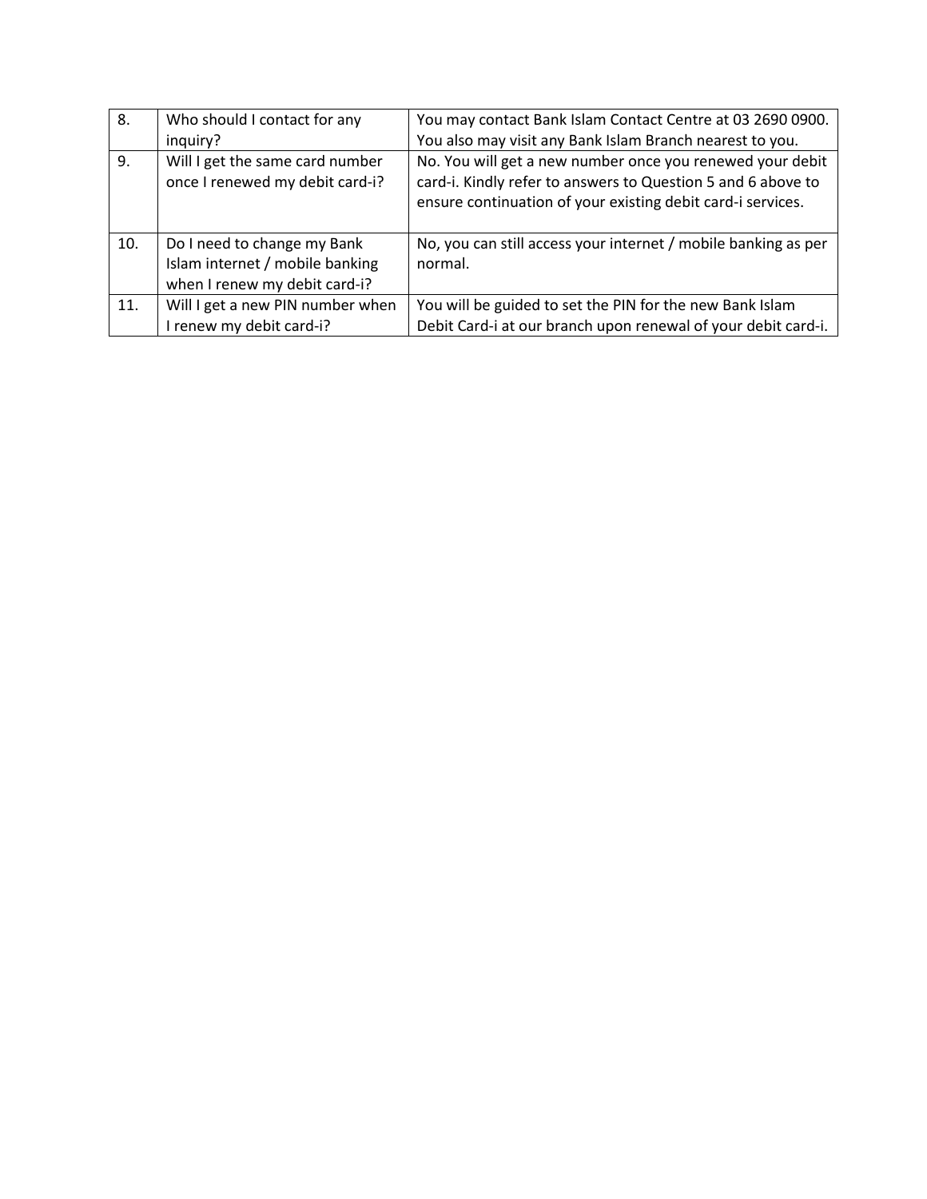| | | |
|---|---|---|
| 8. | Who should I contact for any inquiry? | You may contact Bank Islam Contact Centre at 03 2690 0900. You also may visit any Bank Islam Branch nearest to you. |
| 9. | Will I get the same card number once I renewed my debit card-i? | No. You will get a new number once you renewed your debit card-i. Kindly refer to answers to Question 5 and 6 above to ensure continuation of your existing debit card-i services. |
| 10. | Do I need to change my Bank Islam internet / mobile banking when I renew my debit card-i? | No, you can still access your internet / mobile banking as per normal. |
| 11. | Will I get a new PIN number when I renew my debit card-i? | You will be guided to set the PIN for the new Bank Islam Debit Card-i at our branch upon renewal of your debit card-i. |